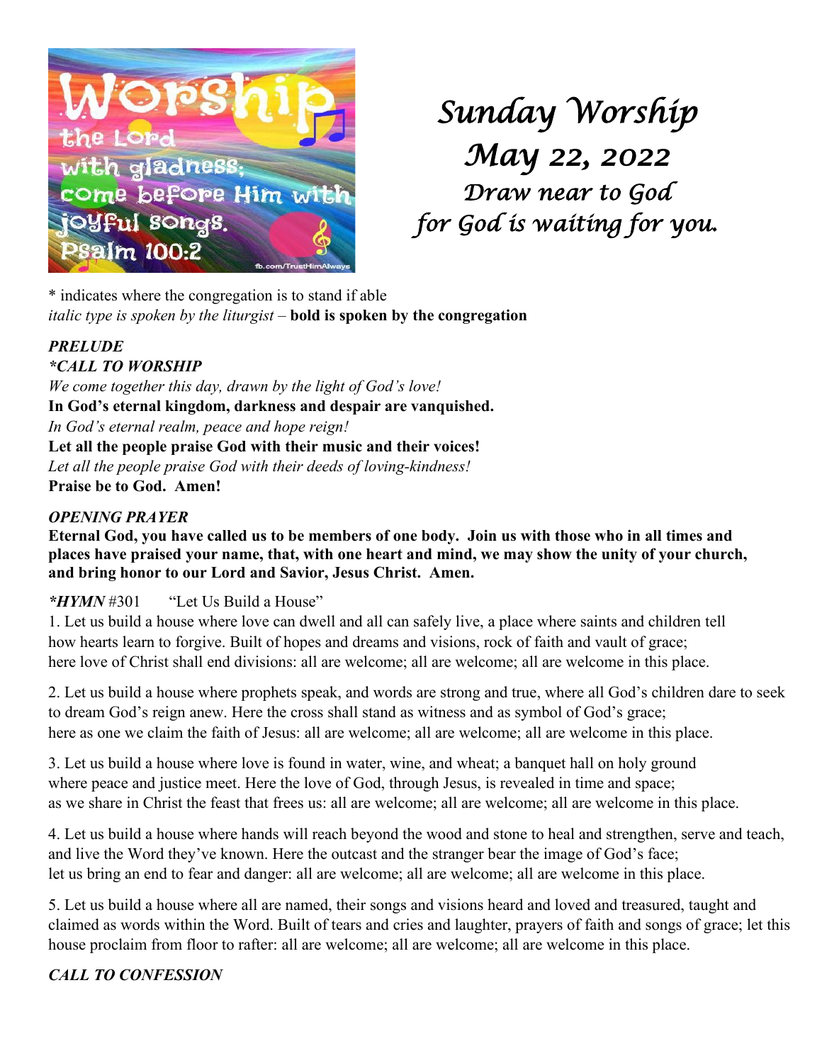# Sunday Worship
## May 22, 2022
### *Draw near to God for God is waiting for you.*

* indicates where the congregation is to stand if able
*italic type is spoken by the liturgist* – **bold is spoken by the congregation**

***PRELUDE***

***\*CALL TO WORSHIP***

*We come together this day, drawn by the light of God's love!*
**In God's eternal kingdom, darkness and despair are vanquished.**
*In God's eternal realm, peace and hope reign!*
**Let all the people praise God with their music and their voices!**
*Let all the people praise God with their deeds of loving-kindness!*
**Praise be to God. Amen!**

***OPENING PRAYER***

**Eternal God, you have called us to be members of one body. Join us with those who in all times and places have praised your name, that, with one heart and mind, we may show the unity of your church, and bring honor to our Lord and Savior, Jesus Christ. Amen.**

***\*HYMN*** #301 "Let Us Build a House"

1. Let us build a house where love can dwell and all can safely live, a place where saints and children tell how hearts learn to forgive. Built of hopes and dreams and visions, rock of faith and vault of grace; here love of Christ shall end divisions: all are welcome; all are welcome; all are welcome in this place.

2. Let us build a house where prophets speak, and words are strong and true, where all God's children dare to seek to dream God's reign anew. Here the cross shall stand as witness and as symbol of God's grace; here as one we claim the faith of Jesus: all are welcome; all are welcome; all are welcome in this place.

3. Let us build a house where love is found in water, wine, and wheat; a banquet hall on holy ground where peace and justice meet. Here the love of God, through Jesus, is revealed in time and space; as we share in Christ the feast that frees us: all are welcome; all are welcome; all are welcome in this place.

4. Let us build a house where hands will reach beyond the wood and stone to heal and strengthen, serve and teach, and live the Word they've known. Here the outcast and the stranger bear the image of God's face; let us bring an end to fear and danger: all are welcome; all are welcome; all are welcome in this place.

5. Let us build a house where all are named, their songs and visions heard and loved and treasured, taught and claimed as words within the Word. Built of tears and cries and laughter, prayers of faith and songs of grace; let this house proclaim from floor to rafter: all are welcome; all are welcome; all are welcome in this place.

***CALL TO CONFESSION***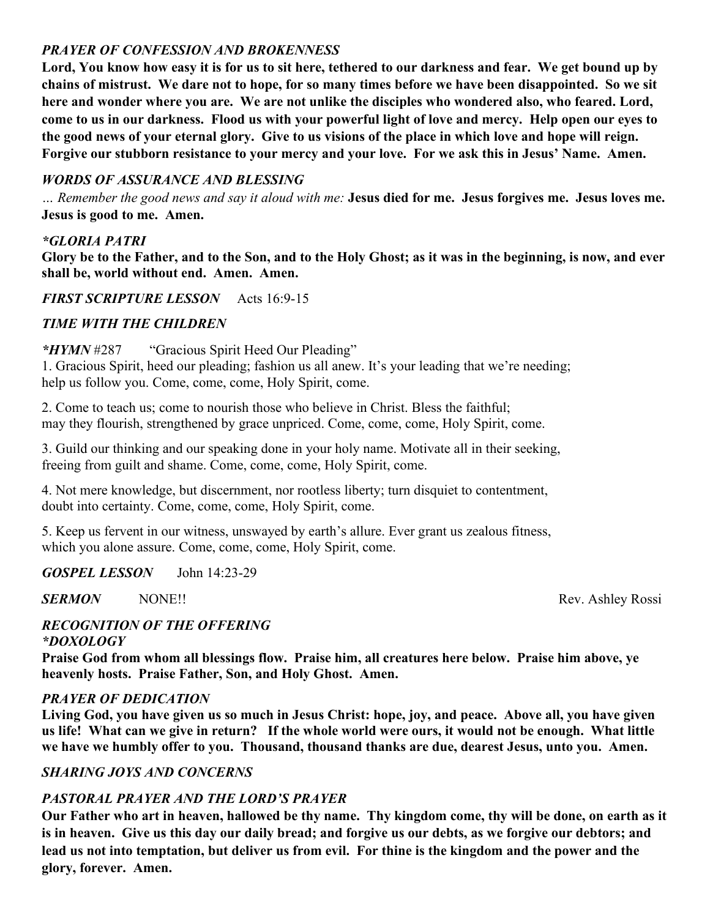***PRAYER OF CONFESSION AND BROKENNESS***

**Lord, You know how easy it is for us to sit here, tethered to our darkness and fear. We get bound up by chains of mistrust. We dare not to hope, for so many times before we have been disappointed. So we sit here and wonder where you are. We are not unlike the disciples who wondered also, who feared. Lord, come to us in our darkness. Flood us with your powerful light of love and mercy. Help open our eyes to the good news of your eternal glory. Give to us visions of the place in which love and hope will reign. Forgive our stubborn resistance to your mercy and your love. For we ask this in Jesus' Name. Amen.**

***WORDS OF ASSURANCE AND BLESSING***

*… Remember the good news and say it aloud with me:* **Jesus died for me. Jesus forgives me. Jesus loves me. Jesus is good to me. Amen.**

***\*GLORIA PATRI***

**Glory be to the Father, and to the Son, and to the Holy Ghost; as it was in the beginning, is now, and ever shall be, world without end. Amen. Amen.**

***FIRST SCRIPTURE LESSON*** Acts 16:9-15

***TIME WITH THE CHILDREN***

***\*HYMN*** #287 "Gracious Spirit Heed Our Pleading"

1. Gracious Spirit, heed our pleading; fashion us all anew. It's your leading that we're needing; help us follow you. Come, come, come, Holy Spirit, come.

2. Come to teach us; come to nourish those who believe in Christ. Bless the faithful; may they flourish, strengthened by grace unpriced. Come, come, come, Holy Spirit, come.

3. Guild our thinking and our speaking done in your holy name. Motivate all in their seeking, freeing from guilt and shame. Come, come, come, Holy Spirit, come.

4. Not mere knowledge, but discernment, nor rootless liberty; turn disquiet to contentment, doubt into certainty. Come, come, come, Holy Spirit, come.

5. Keep us fervent in our witness, unswayed by earth's allure. Ever grant us zealous fitness, which you alone assure. Come, come, come, Holy Spirit, come.

***GOSPEL LESSON*** John 14:23-29

***SERMON*** NONE!! Rev. Ashley Rossi

***RECOGNITION OF THE OFFERING***

***\*DOXOLOGY***

**Praise God from whom all blessings flow. Praise him, all creatures here below. Praise him above, ye heavenly hosts. Praise Father, Son, and Holy Ghost. Amen.**

***PRAYER OF DEDICATION***

**Living God, you have given us so much in Jesus Christ: hope, joy, and peace. Above all, you have given us life! What can we give in return? If the whole world were ours, it would not be enough. What little we have we humbly offer to you. Thousand, thousand thanks are due, dearest Jesus, unto you. Amen.**

***SHARING JOYS AND CONCERNS***

***PASTORAL PRAYER AND THE LORD'S PRAYER***

**Our Father who art in heaven, hallowed be thy name. Thy kingdom come, thy will be done, on earth as it is in heaven. Give us this day our daily bread; and forgive us our debts, as we forgive our debtors; and lead us not into temptation, but deliver us from evil. For thine is the kingdom and the power and the glory, forever. Amen.**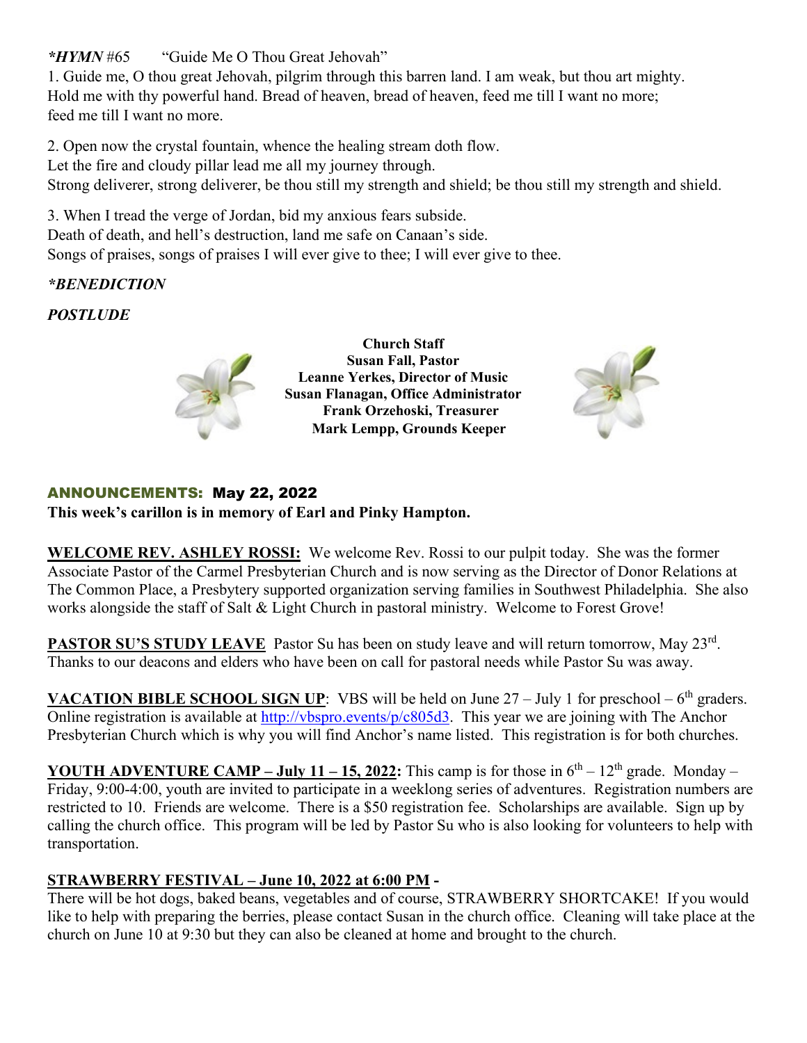***HYMN** #65 "Guide Me O Thou Great Jehovah"

1. Guide me, O thou great Jehovah, pilgrim through this barren land. I am weak, but thou art mighty. Hold me with thy powerful hand. Bread of heaven, bread of heaven, feed me till I want no more; feed me till I want no more.

2. Open now the crystal fountain, whence the healing stream doth flow.
Let the fire and cloudy pillar lead me all my journey through.
Strong deliverer, strong deliverer, be thou still my strength and shield; be thou still my strength and shield.

3. When I tread the verge of Jordan, bid my anxious fears subside.
Death of death, and hell's destruction, land me safe on Canaan's side.
Songs of praises, songs of praises I will ever give to thee; I will ever give to thee.

***BENEDICTION***

***POSTLUDE***

**Church Staff**
**Susan Fall, Pastor**
**Leanne Yerkes, Director of Music**
**Susan Flanagan, Office Administrator**
**Frank Orzehoski, Treasurer**
**Mark Lempp, Grounds Keeper**

## ANNOUNCEMENTS: May 22, 2022

**This week's carillon is in memory of Earl and Pinky Hampton.**

**WELCOME REV. ASHLEY ROSSI:** We welcome Rev. Rossi to our pulpit today. She was the former Associate Pastor of the Carmel Presbyterian Church and is now serving as the Director of Donor Relations at The Common Place, a Presbytery supported organization serving families in Southwest Philadelphia. She also works alongside the staff of Salt & Light Church in pastoral ministry. Welcome to Forest Grove!

**PASTOR SU'S STUDY LEAVE** Pastor Su has been on study leave and will return tomorrow, May 23rd. Thanks to our deacons and elders who have been on call for pastoral needs while Pastor Su was away.

**VACATION BIBLE SCHOOL SIGN UP**: VBS will be held on June 27 – July 1 for preschool – 6th graders. Online registration is available at http://vbspro.events/p/c805d3. This year we are joining with The Anchor Presbyterian Church which is why you will find Anchor's name listed. This registration is for both churches.

**YOUTH ADVENTURE CAMP – July 11 – 15, 2022:** This camp is for those in 6th – 12th grade. Monday – Friday, 9:00-4:00, youth are invited to participate in a weeklong series of adventures. Registration numbers are restricted to 10. Friends are welcome. There is a $50 registration fee. Scholarships are available. Sign up by calling the church office. This program will be led by Pastor Su who is also looking for volunteers to help with transportation.

**STRAWBERRY FESTIVAL – June 10, 2022 at 6:00 PM -**
There will be hot dogs, baked beans, vegetables and of course, STRAWBERRY SHORTCAKE! If you would like to help with preparing the berries, please contact Susan in the church office. Cleaning will take place at the church on June 10 at 9:30 but they can also be cleaned at home and brought to the church.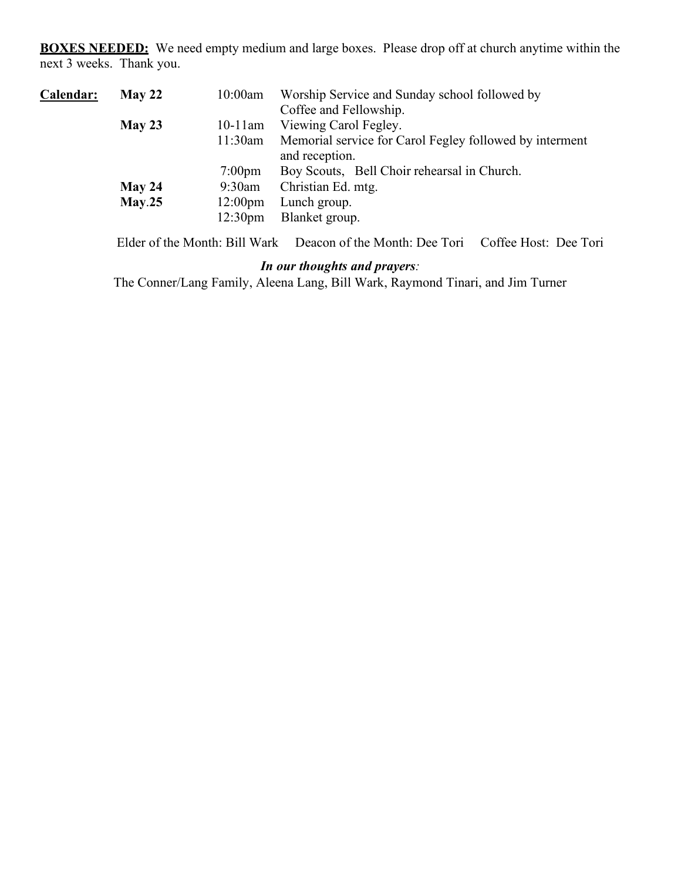**BOXES NEEDED:** We need empty medium and large boxes. Please drop off at church anytime within the next 3 weeks. Thank you.

| | | | |
|---|---|---|---|
| **Calendar:** | **May 22** | 10:00am | Worship Service and Sunday school followed by Coffee and Fellowship. |
| | **May 23** | 10-11am | Viewing Carol Fegley. |
| | | 11:30am | Memorial service for Carol Fegley followed by interment and reception. |
| | | 7:00pm | Boy Scouts, Bell Choir rehearsal in Church. |
| | **May 24** | 9:30am | Christian Ed. mtg. |
| | **May.25** | 12:00pm | Lunch group. |
| | | 12:30pm | Blanket group. |

Elder of the Month: Bill Wark Deacon of the Month: Dee Tori Coffee Host: Dee Tori

***In our thoughts and prayers**:*

The Conner/Lang Family, Aleena Lang, Bill Wark, Raymond Tinari, and Jim Turner